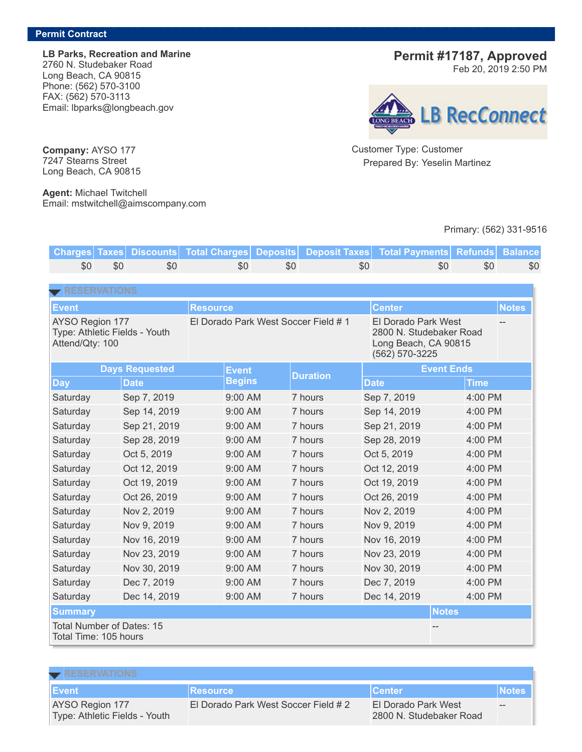**Permit Contract**

**LB Parks, Recreation and Marine**
2760 N. Studebaker Road
Long Beach, CA 90815
Phone: (562) 570-3100
FAX: (562) 570-3113
Email: lbparks@longbeach.gov

# Permit #17187, Approved

Feb 20, 2019 2:50 PM

LB RecConnect

Customer Type: Customer
Prepared By: Yeselin Martinez

**Company:** AYSO 177
7247 Stearns Street
Long Beach, CA 90815

**Agent:** Michael Twitchell
Email: mstwitchell@aimscompany.com

Primary: (562) 331-9516

| Charges | Taxes | Discounts | Total Charges | Deposits | Deposit Taxes | Total Payments | Refunds | Balance |
|---|---|---|---|---|---|---|---|---|
| $0 | $0 | $0 | $0 | $0 | $0 | $0 | $0 | $0 |

## RESERVATIONS

| Event | Resource | Center | Notes |
|---|---|---|---|
| AYSO Region 177<br>Type: Athletic Fields - Youth<br>Attend/Qty: 100 | El Dorado Park West Soccer Field # 1 | El Dorado Park West<br>2800 N. Studebaker Road<br>Long Beach, CA 90815<br>(562) 570-3225 | -- |

| Days Requested | | Event Begins | Duration | Event Ends | |
|---|---|---|---|---|---|
| Day | Date | | | Date | Time |
| Saturday | Sep 7, 2019 | 9:00 AM | 7 hours | Sep 7, 2019 | 4:00 PM |
| Saturday | Sep 14, 2019 | 9:00 AM | 7 hours | Sep 14, 2019 | 4:00 PM |
| Saturday | Sep 21, 2019 | 9:00 AM | 7 hours | Sep 21, 2019 | 4:00 PM |
| Saturday | Sep 28, 2019 | 9:00 AM | 7 hours | Sep 28, 2019 | 4:00 PM |
| Saturday | Oct 5, 2019 | 9:00 AM | 7 hours | Oct 5, 2019 | 4:00 PM |
| Saturday | Oct 12, 2019 | 9:00 AM | 7 hours | Oct 12, 2019 | 4:00 PM |
| Saturday | Oct 19, 2019 | 9:00 AM | 7 hours | Oct 19, 2019 | 4:00 PM |
| Saturday | Oct 26, 2019 | 9:00 AM | 7 hours | Oct 26, 2019 | 4:00 PM |
| Saturday | Nov 2, 2019 | 9:00 AM | 7 hours | Nov 2, 2019 | 4:00 PM |
| Saturday | Nov 9, 2019 | 9:00 AM | 7 hours | Nov 9, 2019 | 4:00 PM |
| Saturday | Nov 16, 2019 | 9:00 AM | 7 hours | Nov 16, 2019 | 4:00 PM |
| Saturday | Nov 23, 2019 | 9:00 AM | 7 hours | Nov 23, 2019 | 4:00 PM |
| Saturday | Nov 30, 2019 | 9:00 AM | 7 hours | Nov 30, 2019 | 4:00 PM |
| Saturday | Dec 7, 2019 | 9:00 AM | 7 hours | Dec 7, 2019 | 4:00 PM |
| Saturday | Dec 14, 2019 | 9:00 AM | 7 hours | Dec 14, 2019 | 4:00 PM |

| Summary | Notes |
|---|---|
| Total Number of Dates: 15<br>Total Time: 105 hours | -- |

## RESERVATIONS

| Event | Resource | Center | Notes |
|---|---|---|---|
| AYSO Region 177<br>Type: Athletic Fields - Youth | El Dorado Park West Soccer Field # 2 | El Dorado Park West<br>2800 N. Studebaker Road | -- |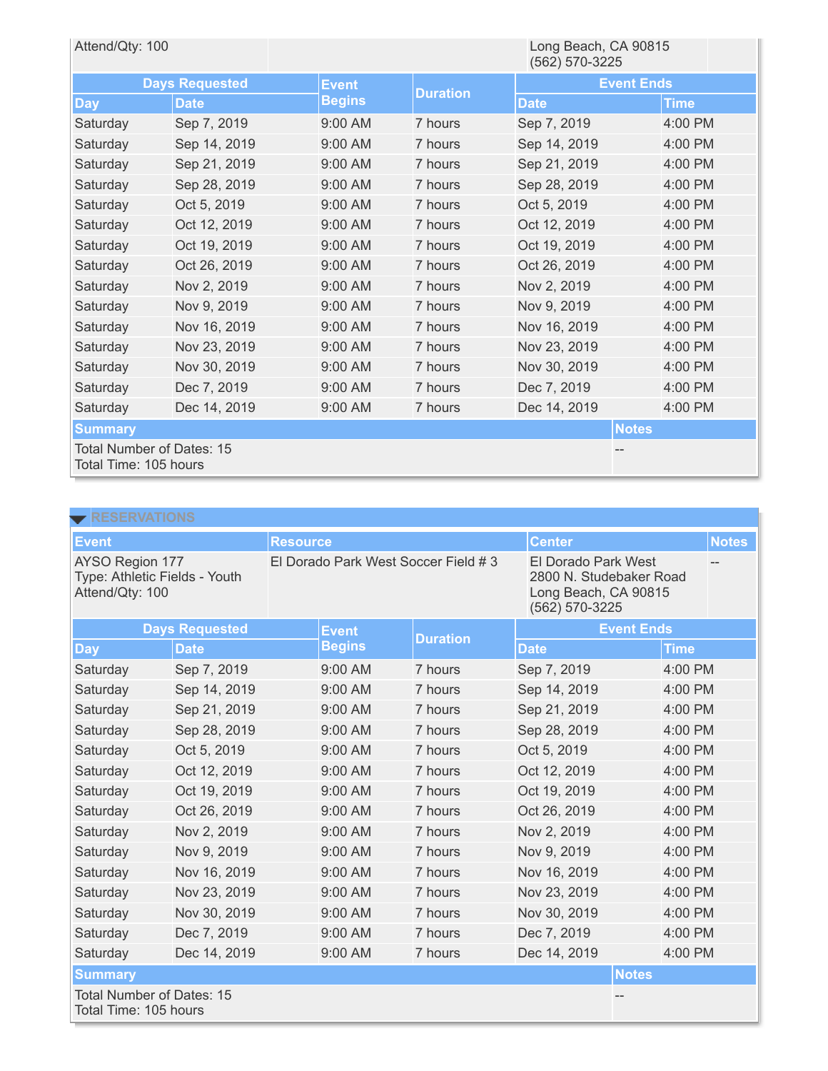| | | | |
|---|---|---|---|
| Attend/Qty: 100 | | Long Beach, CA 90815<br>(562) 570-3225 | |

| Days Requested | | Event Begins | Duration | Event Ends | |
|---|---|---|---|---|---|
| Day | Date | | | Date | Time |
| Saturday | Sep 7, 2019 | 9:00 AM | 7 hours | Sep 7, 2019 | 4:00 PM |
| Saturday | Sep 14, 2019 | 9:00 AM | 7 hours | Sep 14, 2019 | 4:00 PM |
| Saturday | Sep 21, 2019 | 9:00 AM | 7 hours | Sep 21, 2019 | 4:00 PM |
| Saturday | Sep 28, 2019 | 9:00 AM | 7 hours | Sep 28, 2019 | 4:00 PM |
| Saturday | Oct 5, 2019 | 9:00 AM | 7 hours | Oct 5, 2019 | 4:00 PM |
| Saturday | Oct 12, 2019 | 9:00 AM | 7 hours | Oct 12, 2019 | 4:00 PM |
| Saturday | Oct 19, 2019 | 9:00 AM | 7 hours | Oct 19, 2019 | 4:00 PM |
| Saturday | Oct 26, 2019 | 9:00 AM | 7 hours | Oct 26, 2019 | 4:00 PM |
| Saturday | Nov 2, 2019 | 9:00 AM | 7 hours | Nov 2, 2019 | 4:00 PM |
| Saturday | Nov 9, 2019 | 9:00 AM | 7 hours | Nov 9, 2019 | 4:00 PM |
| Saturday | Nov 16, 2019 | 9:00 AM | 7 hours | Nov 16, 2019 | 4:00 PM |
| Saturday | Nov 23, 2019 | 9:00 AM | 7 hours | Nov 23, 2019 | 4:00 PM |
| Saturday | Nov 30, 2019 | 9:00 AM | 7 hours | Nov 30, 2019 | 4:00 PM |
| Saturday | Dec 7, 2019 | 9:00 AM | 7 hours | Dec 7, 2019 | 4:00 PM |
| Saturday | Dec 14, 2019 | 9:00 AM | 7 hours | Dec 14, 2019 | 4:00 PM |

| Summary | Notes |
|---|---|
| Total Number of Dates: 15<br>Total Time: 105 hours | -- |

## RESERVATIONS

| Event | Resource | Center | Notes |
|---|---|---|---|
| AYSO Region 177<br>Type: Athletic Fields - Youth<br>Attend/Qty: 100 | El Dorado Park West Soccer Field # 3 | El Dorado Park West<br>2800 N. Studebaker Road<br>Long Beach, CA 90815<br>(562) 570-3225 | -- |

| Days Requested | | Event Begins | Duration | Event Ends | |
|---|---|---|---|---|---|
| Day | Date | | | Date | Time |
| Saturday | Sep 7, 2019 | 9:00 AM | 7 hours | Sep 7, 2019 | 4:00 PM |
| Saturday | Sep 14, 2019 | 9:00 AM | 7 hours | Sep 14, 2019 | 4:00 PM |
| Saturday | Sep 21, 2019 | 9:00 AM | 7 hours | Sep 21, 2019 | 4:00 PM |
| Saturday | Sep 28, 2019 | 9:00 AM | 7 hours | Sep 28, 2019 | 4:00 PM |
| Saturday | Oct 5, 2019 | 9:00 AM | 7 hours | Oct 5, 2019 | 4:00 PM |
| Saturday | Oct 12, 2019 | 9:00 AM | 7 hours | Oct 12, 2019 | 4:00 PM |
| Saturday | Oct 19, 2019 | 9:00 AM | 7 hours | Oct 19, 2019 | 4:00 PM |
| Saturday | Oct 26, 2019 | 9:00 AM | 7 hours | Oct 26, 2019 | 4:00 PM |
| Saturday | Nov 2, 2019 | 9:00 AM | 7 hours | Nov 2, 2019 | 4:00 PM |
| Saturday | Nov 9, 2019 | 9:00 AM | 7 hours | Nov 9, 2019 | 4:00 PM |
| Saturday | Nov 16, 2019 | 9:00 AM | 7 hours | Nov 16, 2019 | 4:00 PM |
| Saturday | Nov 23, 2019 | 9:00 AM | 7 hours | Nov 23, 2019 | 4:00 PM |
| Saturday | Nov 30, 2019 | 9:00 AM | 7 hours | Nov 30, 2019 | 4:00 PM |
| Saturday | Dec 7, 2019 | 9:00 AM | 7 hours | Dec 7, 2019 | 4:00 PM |
| Saturday | Dec 14, 2019 | 9:00 AM | 7 hours | Dec 14, 2019 | 4:00 PM |

| Summary | Notes |
|---|---|
| Total Number of Dates: 15<br>Total Time: 105 hours | -- |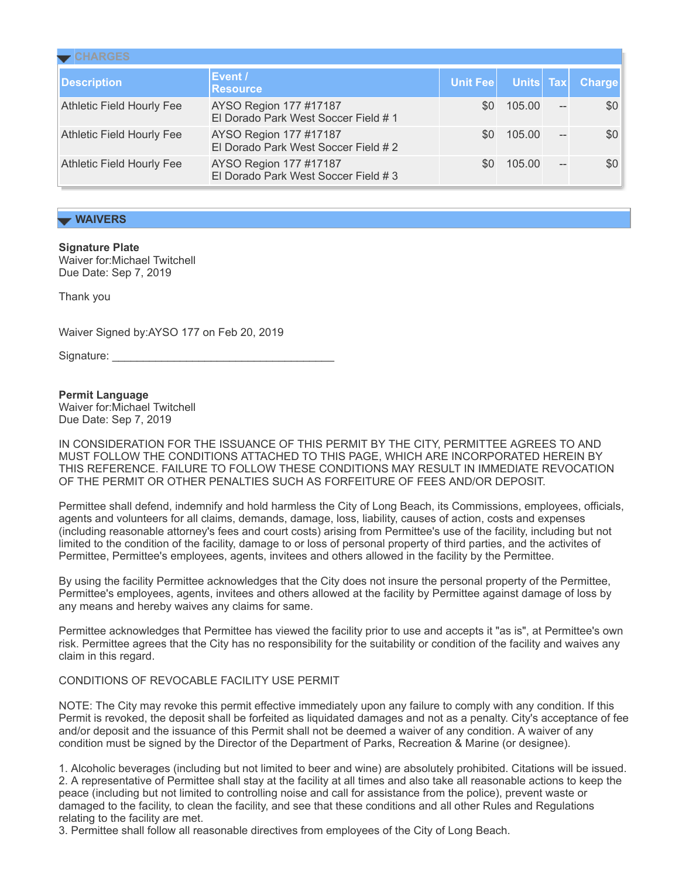## CHARGES

| Description | Event / Resource | Unit Fee | Units | Tax | Charge |
|---|---|---|---|---|---|
| Athletic Field Hourly Fee | AYSO Region 177 #17187<br>El Dorado Park West Soccer Field # 1 | $0 | 105.00 | -- | $0 |
| Athletic Field Hourly Fee | AYSO Region 177 #17187<br>El Dorado Park West Soccer Field # 2 | $0 | 105.00 | -- | $0 |
| Athletic Field Hourly Fee | AYSO Region 177 #17187<br>El Dorado Park West Soccer Field # 3 | $0 | 105.00 | -- | $0 |

## WAIVERS

**Signature Plate**
Waiver for:Michael Twitchell
Due Date: Sep 7, 2019

Thank you

Waiver Signed by:AYSO 177 on Feb 20, 2019

Signature: ____________________________________

**Permit Language**
Waiver for:Michael Twitchell
Due Date: Sep 7, 2019

IN CONSIDERATION FOR THE ISSUANCE OF THIS PERMIT BY THE CITY, PERMITTEE AGREES TO AND MUST FOLLOW THE CONDITIONS ATTACHED TO THIS PAGE, WHICH ARE INCORPORATED HEREIN BY THIS REFERENCE. FAILURE TO FOLLOW THESE CONDITIONS MAY RESULT IN IMMEDIATE REVOCATION OF THE PERMIT OR OTHER PENALTIES SUCH AS FORFEITURE OF FEES AND/OR DEPOSIT.

Permittee shall defend, indemnify and hold harmless the City of Long Beach, its Commissions, employees, officials, agents and volunteers for all claims, demands, damage, loss, liability, causes of action, costs and expenses (including reasonable attorney's fees and court costs) arising from Permittee's use of the facility, including but not limited to the condition of the facility, damage to or loss of personal property of third parties, and the activites of Permittee, Permittee's employees, agents, invitees and others allowed in the facility by the Permittee.

By using the facility Permittee acknowledges that the City does not insure the personal property of the Permittee, Permittee's employees, agents, invitees and others allowed at the facility by Permittee against damage of loss by any means and hereby waives any claims for same.

Permittee acknowledges that Permittee has viewed the facility prior to use and accepts it "as is", at Permittee's own risk. Permittee agrees that the City has no responsibility for the suitability or condition of the facility and waives any claim in this regard.

CONDITIONS OF REVOCABLE FACILITY USE PERMIT

NOTE: The City may revoke this permit effective immediately upon any failure to comply with any condition. If this Permit is revoked, the deposit shall be forfeited as liquidated damages and not as a penalty. City's acceptance of fee and/or deposit and the issuance of this Permit shall not be deemed a waiver of any condition. A waiver of any condition must be signed by the Director of the Department of Parks, Recreation & Marine (or designee).

1. Alcoholic beverages (including but not limited to beer and wine) are absolutely prohibited. Citations will be issued.
2. A representative of Permittee shall stay at the facility at all times and also take all reasonable actions to keep the peace (including but not limited to controlling noise and call for assistance from the police), prevent waste or damaged to the facility, to clean the facility, and see that these conditions and all other Rules and Regulations relating to the facility are met.
3. Permittee shall follow all reasonable directives from employees of the City of Long Beach.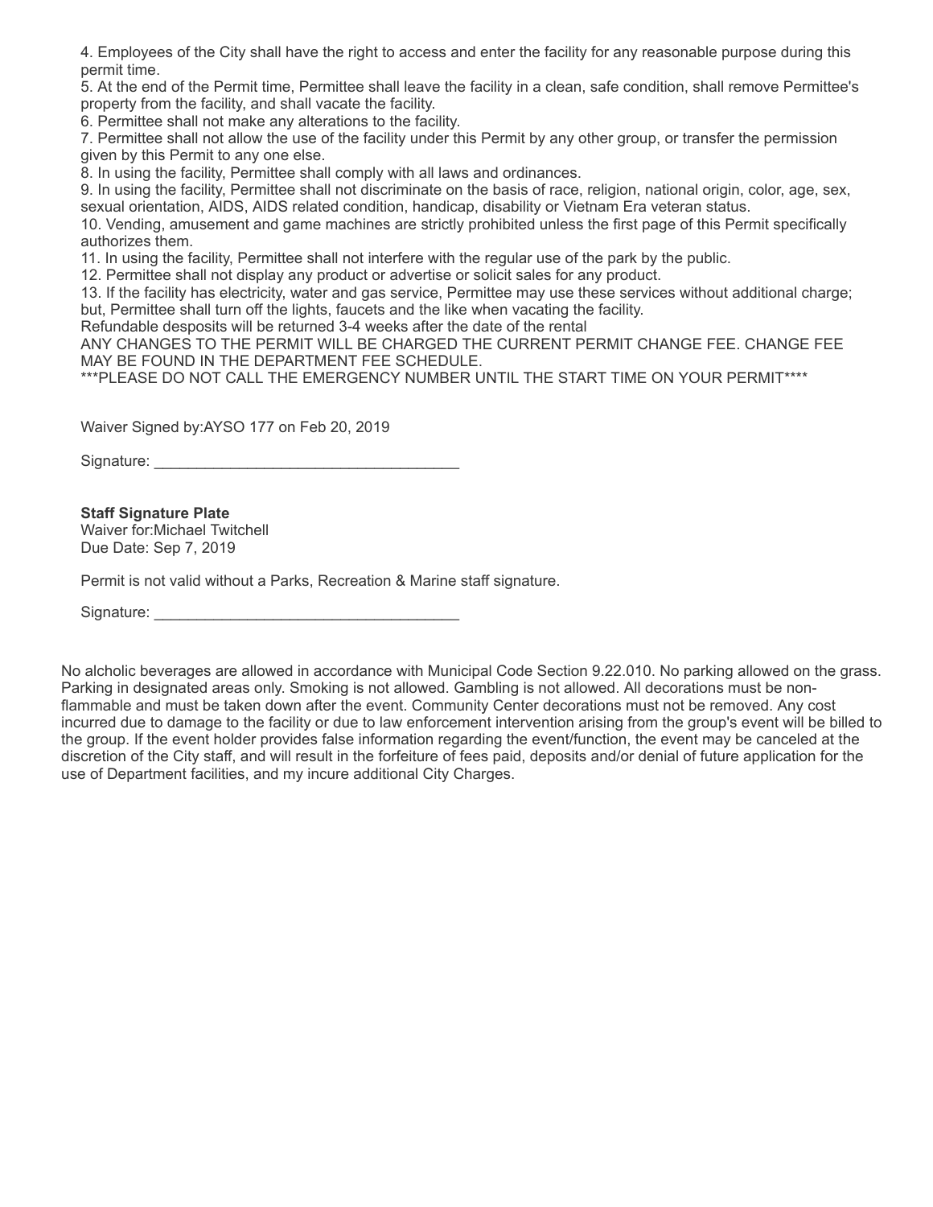4. Employees of the City shall have the right to access and enter the facility for any reasonable purpose during this permit time.
5. At the end of the Permit time, Permittee shall leave the facility in a clean, safe condition, shall remove Permittee's property from the facility, and shall vacate the facility.
6. Permittee shall not make any alterations to the facility.
7. Permittee shall not allow the use of the facility under this Permit by any other group, or transfer the permission given by this Permit to any one else.
8. In using the facility, Permittee shall comply with all laws and ordinances.
9. In using the facility, Permittee shall not discriminate on the basis of race, religion, national origin, color, age, sex, sexual orientation, AIDS, AIDS related condition, handicap, disability or Vietnam Era veteran status.
10. Vending, amusement and game machines are strictly prohibited unless the first page of this Permit specifically authorizes them.
11. In using the facility, Permittee shall not interfere with the regular use of the park by the public.
12. Permittee shall not display any product or advertise or solicit sales for any product.
13. If the facility has electricity, water and gas service, Permittee may use these services without additional charge; but, Permittee shall turn off the lights, faucets and the like when vacating the facility.

Refundable desposits will be returned 3-4 weeks after the date of the rental

ANY CHANGES TO THE PERMIT WILL BE CHARGED THE CURRENT PERMIT CHANGE FEE. CHANGE FEE MAY BE FOUND IN THE DEPARTMENT FEE SCHEDULE.

***PLEASE DO NOT CALL THE EMERGENCY NUMBER UNTIL THE START TIME ON YOUR PERMIT****

Waiver Signed by:AYSO 177 on Feb 20, 2019

Signature: ____________________________________

**Staff Signature Plate**
Waiver for:Michael Twitchell
Due Date: Sep 7, 2019

Permit is not valid without a Parks, Recreation & Marine staff signature.

Signature: ____________________________________

No alcholic beverages are allowed in accordance with Municipal Code Section 9.22.010. No parking allowed on the grass. Parking in designated areas only. Smoking is not allowed. Gambling is not allowed. All decorations must be non-flammable and must be taken down after the event. Community Center decorations must not be removed. Any cost incurred due to damage to the facility or due to law enforcement intervention arising from the group's event will be billed to the group. If the event holder provides false information regarding the event/function, the event may be canceled at the discretion of the City staff, and will result in the forfeiture of fees paid, deposits and/or denial of future application for the use of Department facilities, and my incure additional City Charges.